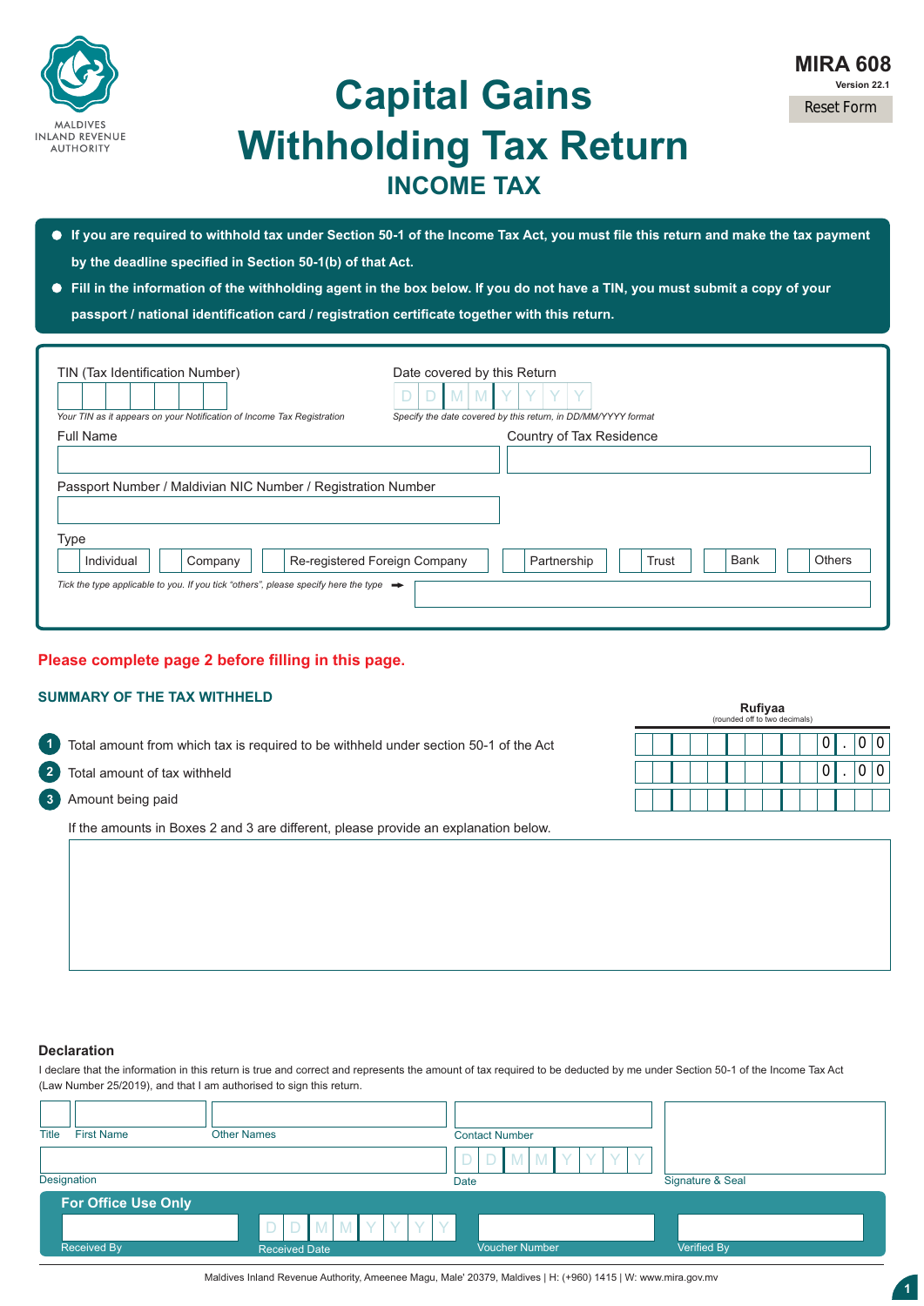MALDIVES INLAND REVENUE AUTHORITY

**MIRA 608**
Version 22.1

Reset Form

# Capital Gains Withholding Tax Return

## INCOME TAX

- **If you are required to withhold tax under Section 50-1 of the Income Tax Act, you must file this return and make the tax payment by the deadline specified in Section 50-1(b) of that Act.**
- **Fill in the information of the withholding agent in the box below. If you do not have a TIN, you must submit a copy of your passport / national identification card / registration certificate together with this return.**

TIN (Tax Identification Number)

*Your TIN as it appears on your Notification of Income Tax Registration*

Date covered by this Return

D D M M Y Y Y Y

*Specify the date covered by this return, in DD/MM/YYYY format*

Full Name

Country of Tax Residence

Passport Number / Maldivian NIC Number / Registration Number

Type

☐ Individual ☐ Company ☐ Re-registered Foreign Company ☐ Partnership ☐ Trust ☐ Bank ☐ Others

*Tick the type applicable to you. If you tick "others", please specify here the type* ➡

**Please complete page 2 before filling in this page.**

### SUMMARY OF THE TAX WITHHELD

| | | Rufiyaa (rounded off to two decimals) |
|---|---|---|
| 1 | Total amount from which tax is required to be withheld under section 50-1 of the Act | 0.00 |
| 2 | Total amount of tax withheld | 0.00 |
| 3 | Amount being paid | |

If the amounts in Boxes 2 and 3 are different, please provide an explanation below.

### Declaration

I declare that the information in this return is true and correct and represents the amount of tax required to be deducted by me under Section 50-1 of the Income Tax Act (Law Number 25/2019), and that I am authorised to sign this return.

Title | First Name | Other Names | Contact Number

Designation | Date (D D M M Y Y Y Y) | Signature & Seal

**For Office Use Only**

Received By | Received Date (D D M M Y Y Y Y) | Voucher Number | Verified By

Maldives Inland Revenue Authority, Ameenee Magu, Male' 20379, Maldives | H: (+960) 1415 | W: www.mira.gov.mv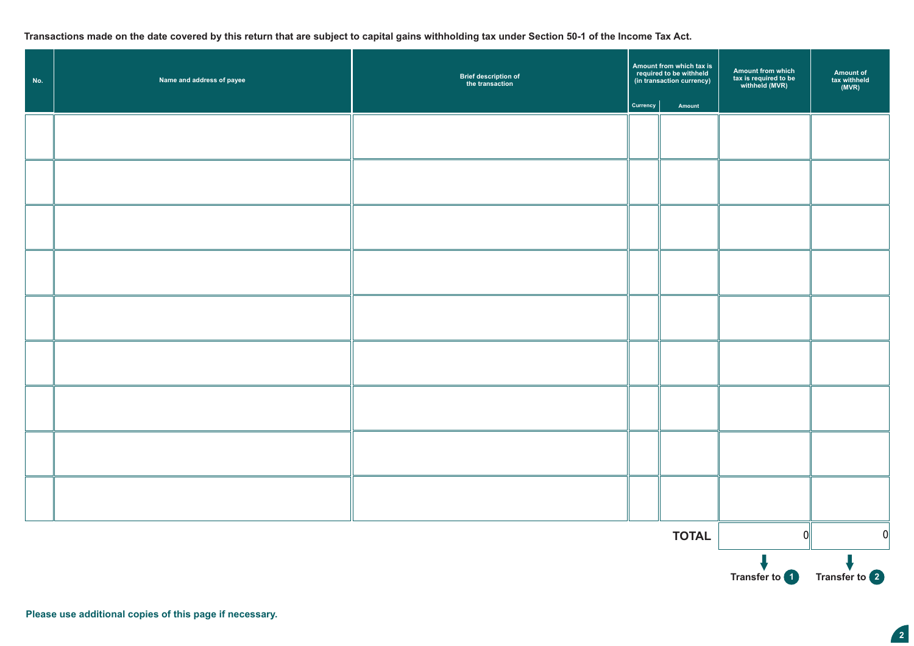**Transactions made on the date covered by this return that are subject to capital gains withholding tax under Section 50-1 of the Income Tax Act.**

| No. | Name and address of payee | Brief description of the transaction | Amount from which tax is required to be withheld (in transaction currency) | | Amount from which tax is required to be withheld (MVR) | Amount of tax withheld (MVR) |
|---|---|---|---|---|---|---|
| | | | Currency | Amount | | |
| | | | | | | |
| | | | | | | |
| | | | | | | |
| | | | | | | |
| | | | | | | |
| | | | | | | |
| | | | | | | |
| | | | | | | |
| | | | | | | |
| | | | | **TOTAL** | 0 | 0 |
| | | | | | Transfer to 1 | Transfer to 2 |

**Please use additional copies of this page if necessary.**